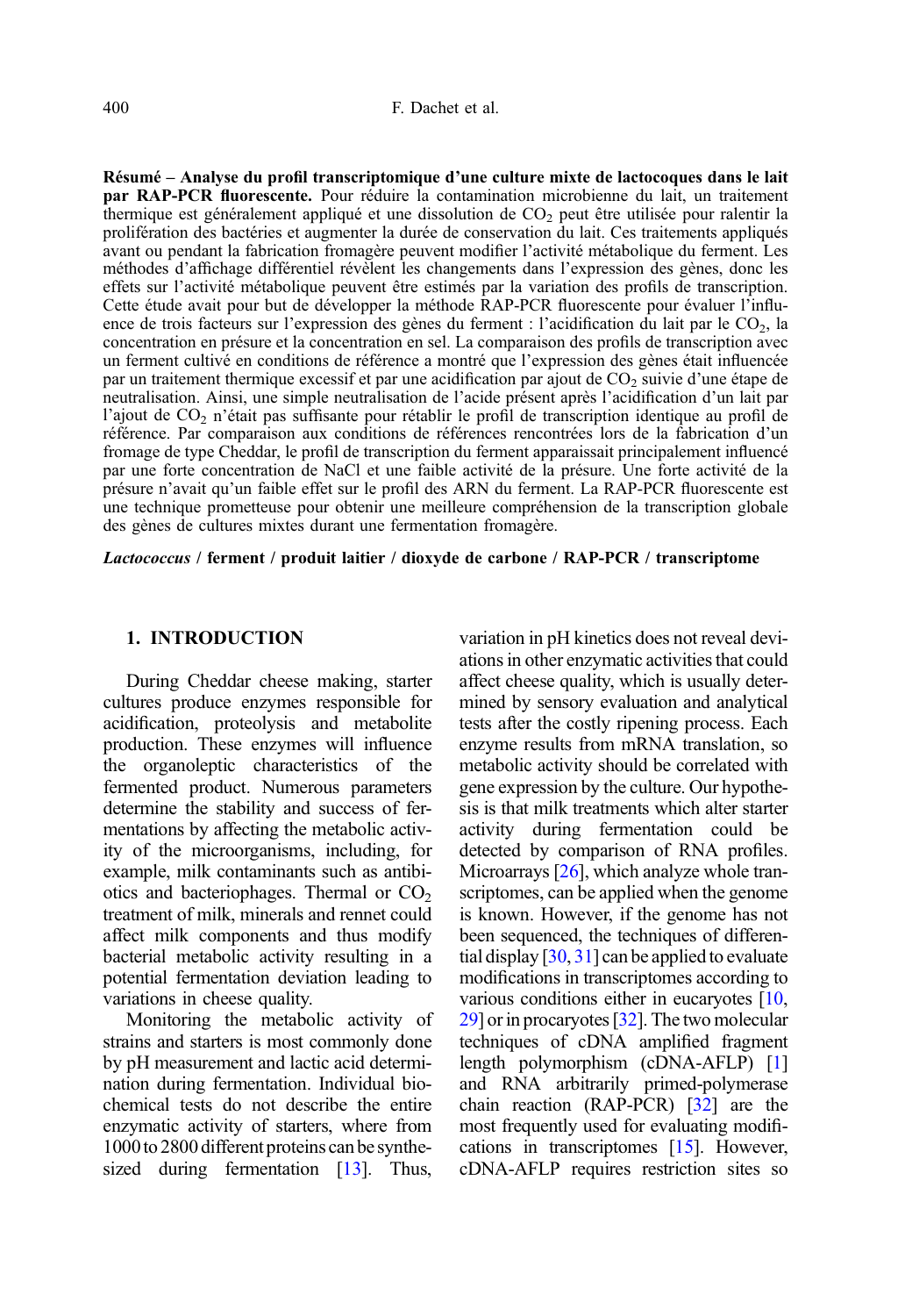**Résumé – Analyse du profil transcriptomique d'une culture mixte de lactocoques dans le lait par RAP-PCR fluorescente.** Pour réduire la contamination microbienne du lait, un traitement thermique est généralement appliqué et une dissolution de $CO_2$ peut être utilisée pour ralentir la prolifération des bactéries et augmenter la durée de conservation du lait. Ces traitements appliqués avant ou pendant la fabrication fromagère peuvent modifier l'activité métabolique du ferment. Les méthodes d'affichage différentiel révèlent les changements dans l'expression des gènes, donc les effets sur l'activité métabolique peuvent être estimés par la variation des profils de transcription. Cette étude avait pour but de développer la méthode RAP-PCR fluorescente pour évaluer l'influence de trois facteurs sur l'expression des gènes du ferment : l'acidification du lait par le $CO_2$, la concentration en présure et la concentration en sel. La comparaison des profils de transcription avec un ferment cultivé en conditions de référence a montré que l'expression des gènes était influencée par un traitement thermique excessif et par une acidification par ajout de $CO_2$ suivie d'une étape de neutralisation. Ainsi, une simple neutralisation de l'acide présent après l'acidification d'un lait par l'ajout de $CO_2$ n'était pas suffisante pour rétablir le profil de transcription identique au profil de référence. Par comparaison aux conditions de références rencontrées lors de la fabrication d'un fromage de type Cheddar, le profil de transcription du ferment apparaissait principalement influencé par une forte concentration de NaCl et une faible activité de la présure. Une forte activité de la présure n'avait qu'un faible effet sur le profil des ARN du ferment. La RAP-PCR fluorescente est une technique prometteuse pour obtenir une meilleure compréhension de la transcription globale des gènes de cultures mixtes durant une fermentation fromagère.

***Lactococcus* / ferment / produit laitier / dioxyde de carbone / RAP-PCR / transcriptome**

## 1. INTRODUCTION

During Cheddar cheese making, starter cultures produce enzymes responsible for acidification, proteolysis and metabolite production. These enzymes will influence the organoleptic characteristics of the fermented product. Numerous parameters determine the stability and success of fermentations by affecting the metabolic activity of the microorganisms, including, for example, milk contaminants such as antibiotics and bacteriophages. Thermal or $CO_2$ treatment of milk, minerals and rennet could affect milk components and thus modify bacterial metabolic activity resulting in a potential fermentation deviation leading to variations in cheese quality.

Monitoring the metabolic activity of strains and starters is most commonly done by pH measurement and lactic acid determination during fermentation. Individual biochemical tests do not describe the entire enzymatic activity of starters, where from 1000 to 2800 different proteins can be synthesized during fermentation [13]. Thus, variation in pH kinetics does not reveal deviations in other enzymatic activities that could affect cheese quality, which is usually determined by sensory evaluation and analytical tests after the costly ripening process. Each enzyme results from mRNA translation, so metabolic activity should be correlated with gene expression by the culture. Our hypothesis is that milk treatments which alter starter activity during fermentation could be detected by comparison of RNA profiles. Microarrays [26], which analyze whole transcriptomes, can be applied when the genome is known. However, if the genome has not been sequenced, the techniques of differential display [30, 31] can be applied to evaluate modifications in transcriptomes according to various conditions either in eucaryotes [10, 29] or in procaryotes [32]. The two molecular techniques of cDNA amplified fragment length polymorphism (cDNA-AFLP) [1] and RNA arbitrarily primed-polymerase chain reaction (RAP-PCR) [32] are the most frequently used for evaluating modifications in transcriptomes [15]. However, cDNA-AFLP requires restriction sites so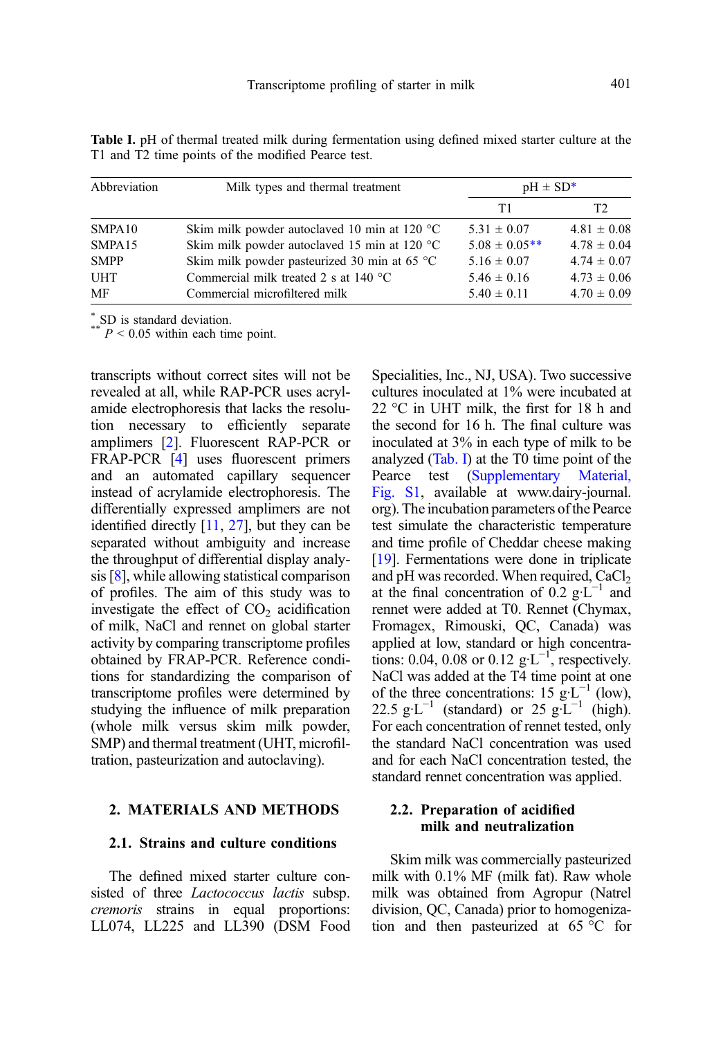**Table I.** pH of thermal treated milk during fermentation using defined mixed starter culture at the T1 and T2 time points of the modified Pearce test.

| Abbreviation | Milk types and thermal treatment | pH ± SD* | |
|---|---|---|---|
| | | T1 | T2 |
| SMPA10 | Skim milk powder autoclaved 10 min at 120 °C | 5.31 ± 0.07 | 4.81 ± 0.08 |
| SMPA15 | Skim milk powder autoclaved 15 min at 120 °C | 5.08 ± 0.05** | 4.78 ± 0.04 |
| SMPP | Skim milk powder pasteurized 30 min at 65 °C | 5.16 ± 0.07 | 4.74 ± 0.07 |
| UHT | Commercial milk treated 2 s at 140 °C | 5.46 ± 0.16 | 4.73 ± 0.06 |
| MF | Commercial microfiltered milk | 5.40 ± 0.11 | 4.70 ± 0.09 |

\* SD is standard deviation.
\*\* $P < 0.05$ within each time point.

transcripts without correct sites will not be revealed at all, while RAP-PCR uses acrylamide electrophoresis that lacks the resolution necessary to efficiently separate amplimers [2]. Fluorescent RAP-PCR or FRAP-PCR [4] uses fluorescent primers and an automated capillary sequencer instead of acrylamide electrophoresis. The differentially expressed amplimers are not identified directly [11, 27], but they can be separated without ambiguity and increase the throughput of differential display analysis [8], while allowing statistical comparison of profiles. The aim of this study was to investigate the effect of $CO_2$ acidification of milk, NaCl and rennet on global starter activity by comparing transcriptome profiles obtained by FRAP-PCR. Reference conditions for standardizing the comparison of transcriptome profiles were determined by studying the influence of milk preparation (whole milk versus skim milk powder, SMP) and thermal treatment (UHT, microfiltration, pasteurization and autoclaving).

## 2. MATERIALS AND METHODS

### 2.1. Strains and culture conditions

The defined mixed starter culture consisted of three *Lactococcus lactis* subsp. *cremoris* strains in equal proportions: LL074, LL225 and LL390 (DSM Food Specialities, Inc., NJ, USA). Two successive cultures inoculated at 1% were incubated at 22 °C in UHT milk, the first for 18 h and the second for 16 h. The final culture was inoculated at 3% in each type of milk to be analyzed (Tab. I) at the T0 time point of the Pearce test (Supplementary Material, Fig. S1, available at www.dairy-journal.org). The incubation parameters of the Pearce test simulate the characteristic temperature and time profile of Cheddar cheese making [19]. Fermentations were done in triplicate and pH was recorded. When required, $CaCl_2$ at the final concentration of 0.2 $g \cdot L^{-1}$ and rennet were added at T0. Rennet (Chymax, Fromagex, Rimouski, QC, Canada) was applied at low, standard or high concentrations: 0.04, 0.08 or 0.12 $g \cdot L^{-1}$, respectively. NaCl was added at the T4 time point at one of the three concentrations: 15 $g \cdot L^{-1}$ (low), 22.5 $g \cdot L^{-1}$ (standard) or 25 $g \cdot L^{-1}$ (high). For each concentration of rennet tested, only the standard NaCl concentration was used and for each NaCl concentration tested, the standard rennet concentration was applied.

### 2.2. Preparation of acidified milk and neutralization

Skim milk was commercially pasteurized milk with 0.1% MF (milk fat). Raw whole milk was obtained from Agropur (Natrel division, QC, Canada) prior to homogenization and then pasteurized at 65 °C for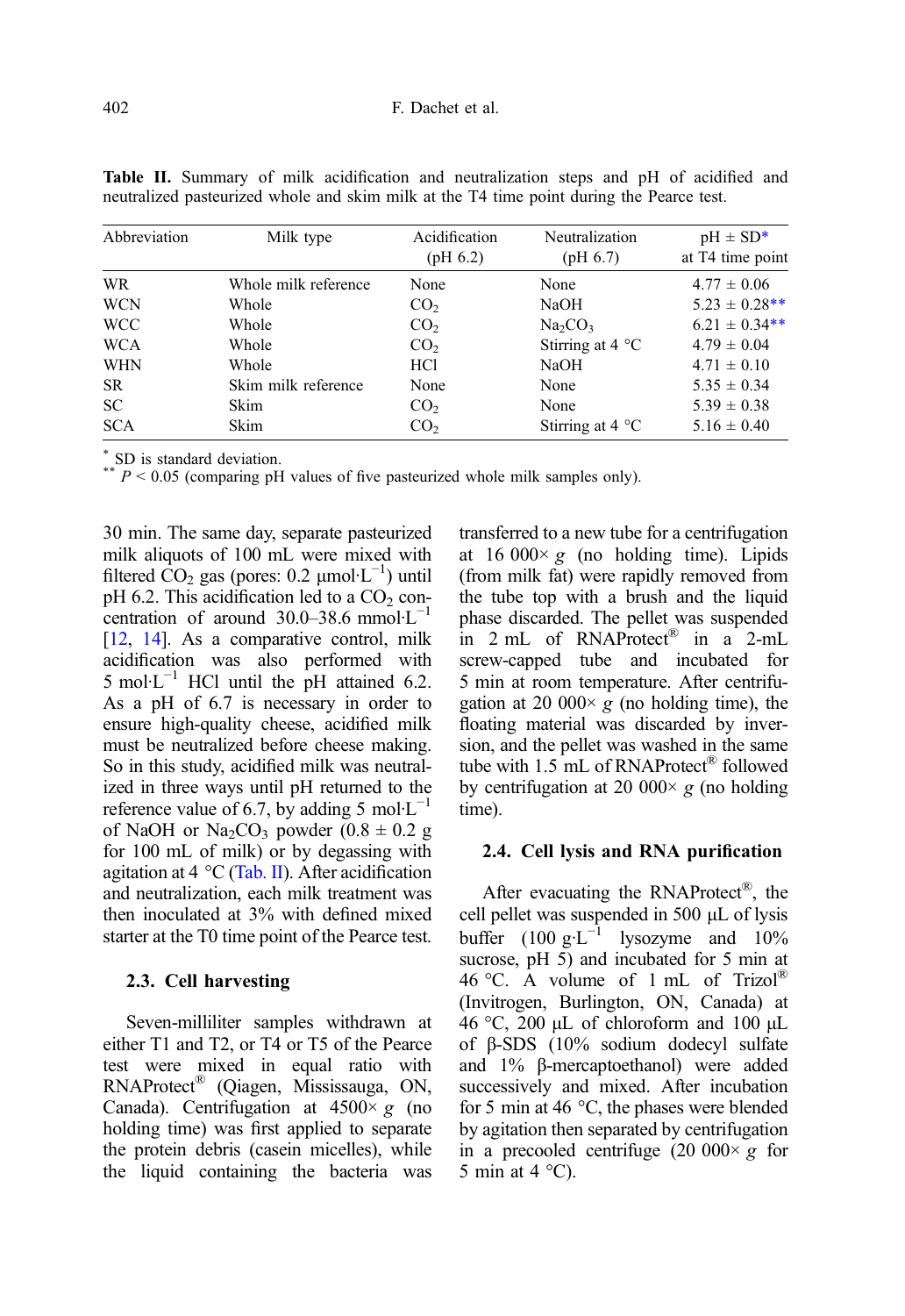**Table II.** Summary of milk acidification and neutralization steps and pH of acidified and neutralized pasteurized whole and skim milk at the T4 time point during the Pearce test.

| Abbreviation | Milk type | Acidification (pH 6.2) | Neutralization (pH 6.7) | pH ± SD* at T4 time point |
|---|---|---|---|---|
| WR | Whole milk reference | None | None | 4.77 ± 0.06 |
| WCN | Whole | $CO_2$ | NaOH | 5.23 ± 0.28** |
| WCC | Whole | $CO_2$ | $Na_2CO_3$ | 6.21 ± 0.34** |
| WCA | Whole | $CO_2$ | Stirring at 4 °C | 4.79 ± 0.04 |
| WHN | Whole | HCl | NaOH | 4.71 ± 0.10 |
| SR | Skim milk reference | None | None | 5.35 ± 0.34 |
| SC | Skim | $CO_2$ | None | 5.39 ± 0.38 |
| SCA | Skim | $CO_2$ | Stirring at 4 °C | 5.16 ± 0.40 |

\* SD is standard deviation.
\** $P < 0.05$ (comparing pH values of five pasteurized whole milk samples only).

30 min. The same day, separate pasteurized milk aliquots of 100 mL were mixed with filtered $CO_2$ gas (pores: 0.2 μmol·L$^{-1}$) until pH 6.2. This acidification led to a $CO_2$ concentration of around 30.0–38.6 mmol·L$^{-1}$ [12, 14]. As a comparative control, milk acidification was also performed with 5 mol·L$^{-1}$ HCl until the pH attained 6.2. As a pH of 6.7 is necessary in order to ensure high-quality cheese, acidified milk must be neutralized before cheese making. So in this study, acidified milk was neutralized in three ways until pH returned to the reference value of 6.7, by adding 5 mol·L$^{-1}$ of NaOH or $Na_2CO_3$ powder (0.8 ± 0.2 g for 100 mL of milk) or by degassing with agitation at 4 °C (Tab. II). After acidification and neutralization, each milk treatment was then inoculated at 3% with defined mixed starter at the T0 time point of the Pearce test.

### 2.3. Cell harvesting

Seven-milliliter samples withdrawn at either T1 and T2, or T4 or T5 of the Pearce test were mixed in equal ratio with RNAProtect® (Qiagen, Mississauga, ON, Canada). Centrifugation at 4500× *g* (no holding time) was first applied to separate the protein debris (casein micelles), while the liquid containing the bacteria was transferred to a new tube for a centrifugation at 16 000× *g* (no holding time). Lipids (from milk fat) were rapidly removed from the tube top with a brush and the liquid phase discarded. The pellet was suspended in 2 mL of RNAProtect® in a 2-mL screw-capped tube and incubated for 5 min at room temperature. After centrifugation at 20 000× *g* (no holding time), the floating material was discarded by inversion, and the pellet was washed in the same tube with 1.5 mL of RNAProtect® followed by centrifugation at 20 000× *g* (no holding time).

### 2.4. Cell lysis and RNA purification

After evacuating the RNAProtect®, the cell pellet was suspended in 500 μL of lysis buffer (100 g·L$^{-1}$ lysozyme and 10% sucrose, pH 5) and incubated for 5 min at 46 °C. A volume of 1 mL of Trizol® (Invitrogen, Burlington, ON, Canada) at 46 °C, 200 μL of chloroform and 100 μL of β-SDS (10% sodium dodecyl sulfate and 1% β-mercaptoethanol) were added successively and mixed. After incubation for 5 min at 46 °C, the phases were blended by agitation then separated by centrifugation in a precooled centrifuge (20 000× *g* for 5 min at 4 °C).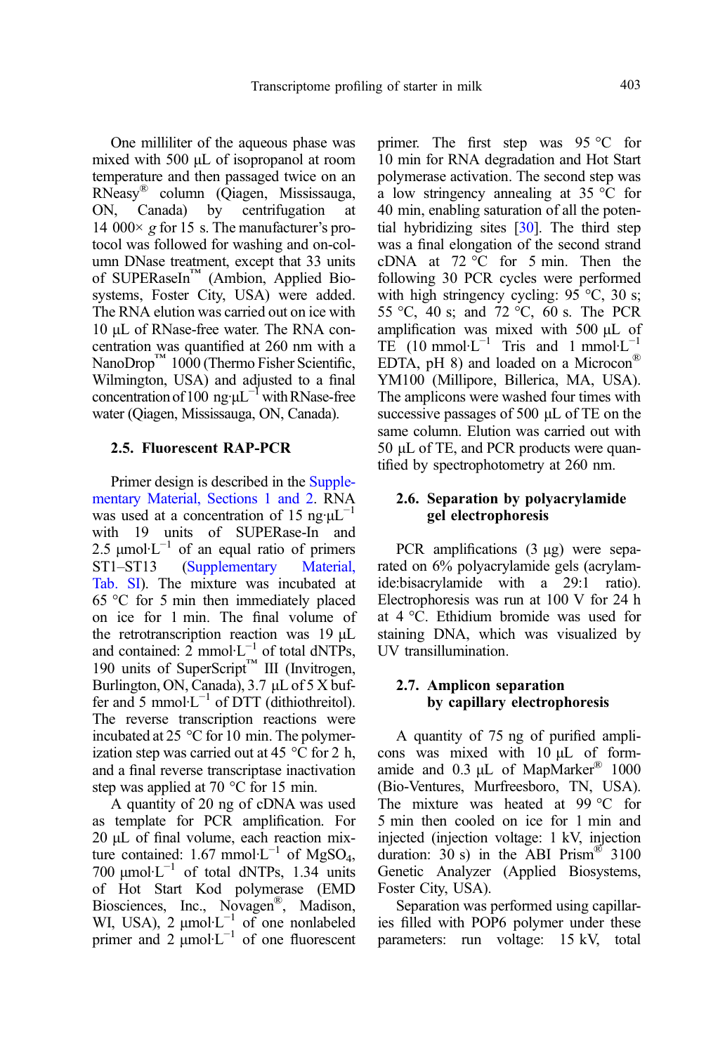One milliliter of the aqueous phase was mixed with 500 μL of isopropanol at room temperature and then passaged twice on an RNeasy® column (Qiagen, Mississauga, ON, Canada) by centrifugation at 14 000× *g* for 15 s. The manufacturer's protocol was followed for washing and on-column DNase treatment, except that 33 units of SUPERaseIn™ (Ambion, Applied Biosystems, Foster City, USA) were added. The RNA elution was carried out on ice with 10 μL of RNase-free water. The RNA concentration was quantified at 260 nm with a NanoDrop™ 1000 (Thermo Fisher Scientific, Wilmington, USA) and adjusted to a final concentration of 100 ng·$\mu L^{-1}$ with RNase-free water (Qiagen, Mississauga, ON, Canada).

### 2.5. Fluorescent RAP-PCR

Primer design is described in the Supplementary Material, Sections 1 and 2. RNA was used at a concentration of 15 ng·$\mu L^{-1}$ with 19 units of SUPERase-In and 2.5 μmol·$L^{-1}$ of an equal ratio of primers ST1–ST13 (Supplementary Material, Tab. SI). The mixture was incubated at 65 °C for 5 min then immediately placed on ice for 1 min. The final volume of the retrotranscription reaction was 19 μL and contained: 2 mmol·$L^{-1}$ of total dNTPs, 190 units of SuperScript™ III (Invitrogen, Burlington, ON, Canada), 3.7 μL of 5 X buffer and 5 mmol·$L^{-1}$ of DTT (dithiothreitol). The reverse transcription reactions were incubated at 25 °C for 10 min. The polymerization step was carried out at 45 °C for 2 h, and a final reverse transcriptase inactivation step was applied at 70 °C for 15 min.

A quantity of 20 ng of cDNA was used as template for PCR amplification. For 20 μL of final volume, each reaction mixture contained: 1.67 mmol·$L^{-1}$ of $MgSO_4$, 700 μmol·$L^{-1}$ of total dNTPs, 1.34 units of Hot Start Kod polymerase (EMD Biosciences, Inc., Novagen®, Madison, WI, USA), 2 μmol·$L^{-1}$ of one nonlabeled primer and 2 μmol·$L^{-1}$ of one fluorescent primer. The first step was 95 °C for 10 min for RNA degradation and Hot Start polymerase activation. The second step was a low stringency annealing at 35 °C for 40 min, enabling saturation of all the potential hybridizing sites [30]. The third step was a final elongation of the second strand cDNA at 72 °C for 5 min. Then the following 30 PCR cycles were performed with high stringency cycling: 95 °C, 30 s; 55 °C, 40 s; and 72 °C, 60 s. The PCR amplification was mixed with 500 μL of TE (10 mmol·$L^{-1}$ Tris and 1 mmol·$L^{-1}$ EDTA, pH 8) and loaded on a Microcon® YM100 (Millipore, Billerica, MA, USA). The amplicons were washed four times with successive passages of 500 μL of TE on the same column. Elution was carried out with 50 μL of TE, and PCR products were quantified by spectrophotometry at 260 nm.

### 2.6. Separation by polyacrylamide gel electrophoresis

PCR amplifications (3 μg) were separated on 6% polyacrylamide gels (acrylamide:bisacrylamide with a 29:1 ratio). Electrophoresis was run at 100 V for 24 h at 4 °C. Ethidium bromide was used for staining DNA, which was visualized by UV transillumination.

### 2.7. Amplicon separation by capillary electrophoresis

A quantity of 75 ng of purified amplicons was mixed with 10 μL of formamide and 0.3 μL of MapMarker® 1000 (Bio-Ventures, Murfreesboro, TN, USA). The mixture was heated at 99 °C for 5 min then cooled on ice for 1 min and injected (injection voltage: 1 kV, injection duration: 30 s) in the ABI Prism® 3100 Genetic Analyzer (Applied Biosystems, Foster City, USA).

Separation was performed using capillaries filled with POP6 polymer under these parameters: run voltage: 15 kV, total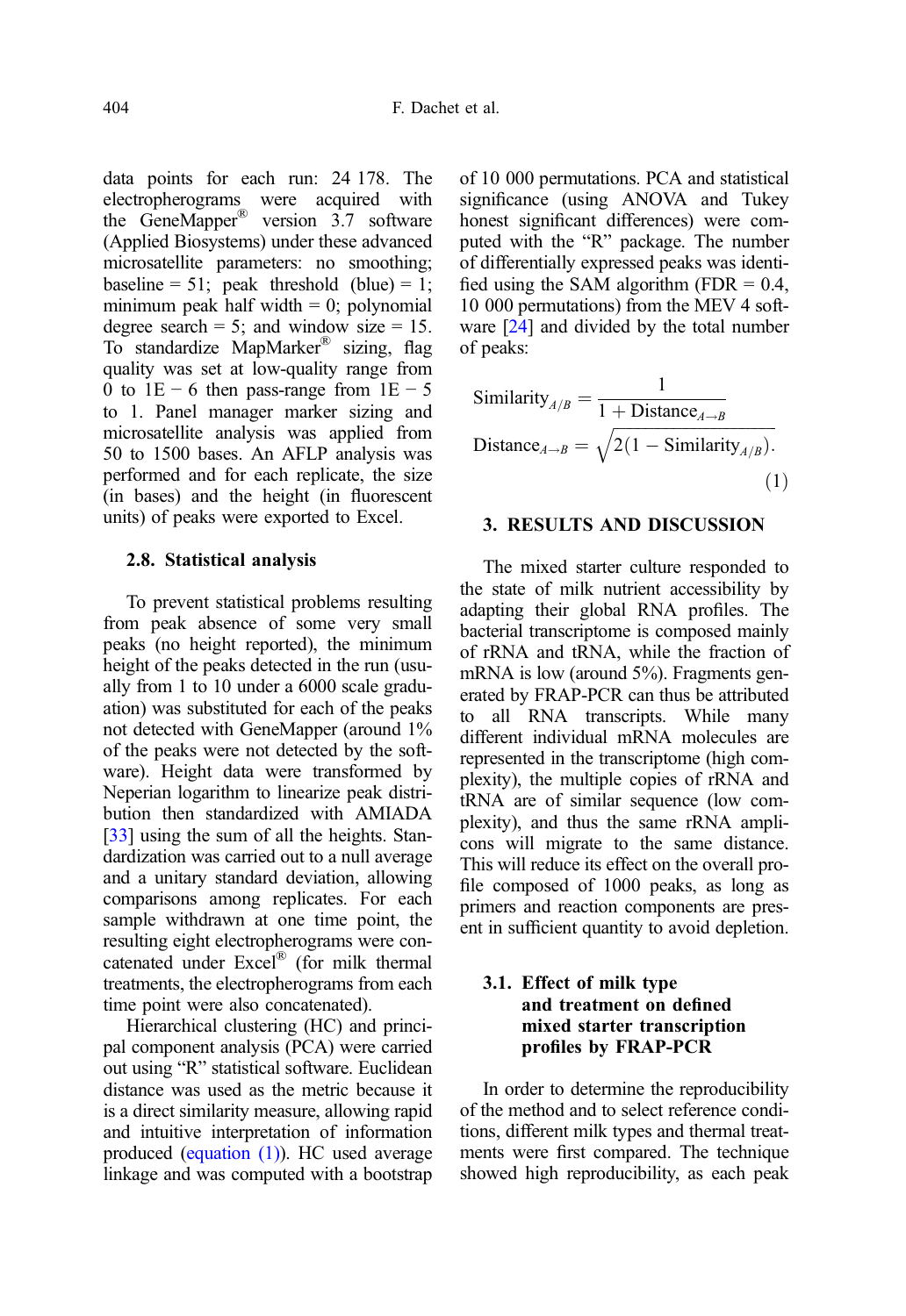data points for each run: 24 178. The electropherograms were acquired with the GeneMapper® version 3.7 software (Applied Biosystems) under these advanced microsatellite parameters: no smoothing; baseline = 51; peak threshold (blue) = 1; minimum peak half width = 0; polynomial degree search = 5; and window size = 15. To standardize MapMarker® sizing, flag quality was set at low-quality range from 0 to 1E − 6 then pass-range from 1E − 5 to 1. Panel manager marker sizing and microsatellite analysis was applied from 50 to 1500 bases. An AFLP analysis was performed and for each replicate, the size (in bases) and the height (in fluorescent units) of peaks were exported to Excel.

### 2.8. Statistical analysis

To prevent statistical problems resulting from peak absence of some very small peaks (no height reported), the minimum height of the peaks detected in the run (usually from 1 to 10 under a 6000 scale graduation) was substituted for each of the peaks not detected with GeneMapper (around 1% of the peaks were not detected by the software). Height data were transformed by Neperian logarithm to linearize peak distribution then standardized with AMIADA [33] using the sum of all the heights. Standardization was carried out to a null average and a unitary standard deviation, allowing comparisons among replicates. For each sample withdrawn at one time point, the resulting eight electropherograms were concatenated under Excel® (for milk thermal treatments, the electropherograms from each time point were also concatenated).

Hierarchical clustering (HC) and principal component analysis (PCA) were carried out using "R" statistical software. Euclidean distance was used as the metric because it is a direct similarity measure, allowing rapid and intuitive interpretation of information produced (equation (1)). HC used average linkage and was computed with a bootstrap of 10 000 permutations. PCA and statistical significance (using ANOVA and Tukey honest significant differences) were computed with the "R" package. The number of differentially expressed peaks was identified using the SAM algorithm (FDR = 0.4, 10 000 permutations) from the MEV 4 software [24] and divided by the total number of peaks:

$$
\begin{aligned}
\text{Similarity}_{A/B} &= \frac{1}{1 + \text{Distance}_{A \to B}} \\
\text{Distance}_{A \to B} &= \sqrt{2(1 - \text{Similarity}_{A/B})}.
\end{aligned}
\tag{1}
$$

## 3. RESULTS AND DISCUSSION

The mixed starter culture responded to the state of milk nutrient accessibility by adapting their global RNA profiles. The bacterial transcriptome is composed mainly of rRNA and tRNA, while the fraction of mRNA is low (around 5%). Fragments generated by FRAP-PCR can thus be attributed to all RNA transcripts. While many different individual mRNA molecules are represented in the transcriptome (high complexity), the multiple copies of rRNA and tRNA are of similar sequence (low complexity), and thus the same rRNA amplicons will migrate to the same distance. This will reduce its effect on the overall profile composed of 1000 peaks, as long as primers and reaction components are present in sufficient quantity to avoid depletion.

### 3.1. Effect of milk type and treatment on defined mixed starter transcription profiles by FRAP-PCR

In order to determine the reproducibility of the method and to select reference conditions, different milk types and thermal treatments were first compared. The technique showed high reproducibility, as each peak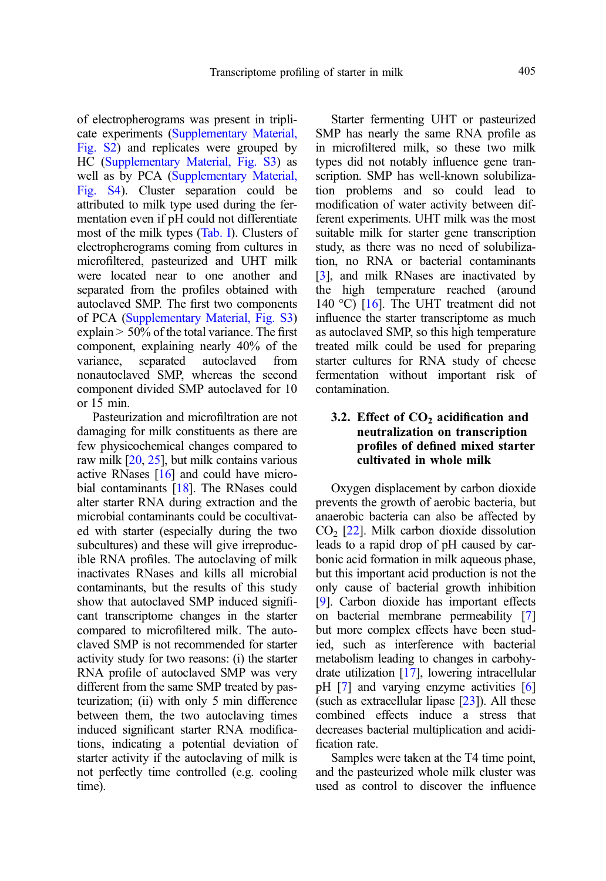of electropherograms was present in triplicate experiments (Supplementary Material, Fig. S2) and replicates were grouped by HC (Supplementary Material, Fig. S3) as well as by PCA (Supplementary Material, Fig. S4). Cluster separation could be attributed to milk type used during the fermentation even if pH could not differentiate most of the milk types (Tab. I). Clusters of electropherograms coming from cultures in microfiltered, pasteurized and UHT milk were located near to one another and separated from the profiles obtained with autoclaved SMP. The first two components of PCA (Supplementary Material, Fig. S3) explain > 50% of the total variance. The first component, explaining nearly 40% of the variance, separated autoclaved from nonautoclaved SMP, whereas the second component divided SMP autoclaved for 10 or 15 min.

Pasteurization and microfiltration are not damaging for milk constituents as there are few physicochemical changes compared to raw milk [20, 25], but milk contains various active RNases [16] and could have microbial contaminants [18]. The RNases could alter starter RNA during extraction and the microbial contaminants could be cocultivated with starter (especially during the two subcultures) and these will give irreproducible RNA profiles. The autoclaving of milk inactivates RNases and kills all microbial contaminants, but the results of this study show that autoclaved SMP induced significant transcriptome changes in the starter compared to microfiltered milk. The autoclaved SMP is not recommended for starter activity study for two reasons: (i) the starter RNA profile of autoclaved SMP was very different from the same SMP treated by pasteurization; (ii) with only 5 min difference between them, the two autoclaving times induced significant starter RNA modifications, indicating a potential deviation of starter activity if the autoclaving of milk is not perfectly time controlled (e.g. cooling time).

Starter fermenting UHT or pasteurized SMP has nearly the same RNA profile as in microfiltered milk, so these two milk types did not notably influence gene transcription. SMP has well-known solubilization problems and so could lead to modification of water activity between different experiments. UHT milk was the most suitable milk for starter gene transcription study, as there was no need of solubilization, no RNA or bacterial contaminants [3], and milk RNases are inactivated by the high temperature reached (around 140 °C) [16]. The UHT treatment did not influence the starter transcriptome as much as autoclaved SMP, so this high temperature treated milk could be used for preparing starter cultures for RNA study of cheese fermentation without important risk of contamination.

### 3.2. Effect of $CO_2$ acidification and neutralization on transcription profiles of defined mixed starter cultivated in whole milk

Oxygen displacement by carbon dioxide prevents the growth of aerobic bacteria, but anaerobic bacteria can also be affected by $CO_2$ [22]. Milk carbon dioxide dissolution leads to a rapid drop of pH caused by carbonic acid formation in milk aqueous phase, but this important acid production is not the only cause of bacterial growth inhibition [9]. Carbon dioxide has important effects on bacterial membrane permeability [7] but more complex effects have been studied, such as interference with bacterial metabolism leading to changes in carbohydrate utilization [17], lowering intracellular pH [7] and varying enzyme activities [6] (such as extracellular lipase [23]). All these combined effects induce a stress that decreases bacterial multiplication and acidification rate.

Samples were taken at the T4 time point, and the pasteurized whole milk cluster was used as control to discover the influence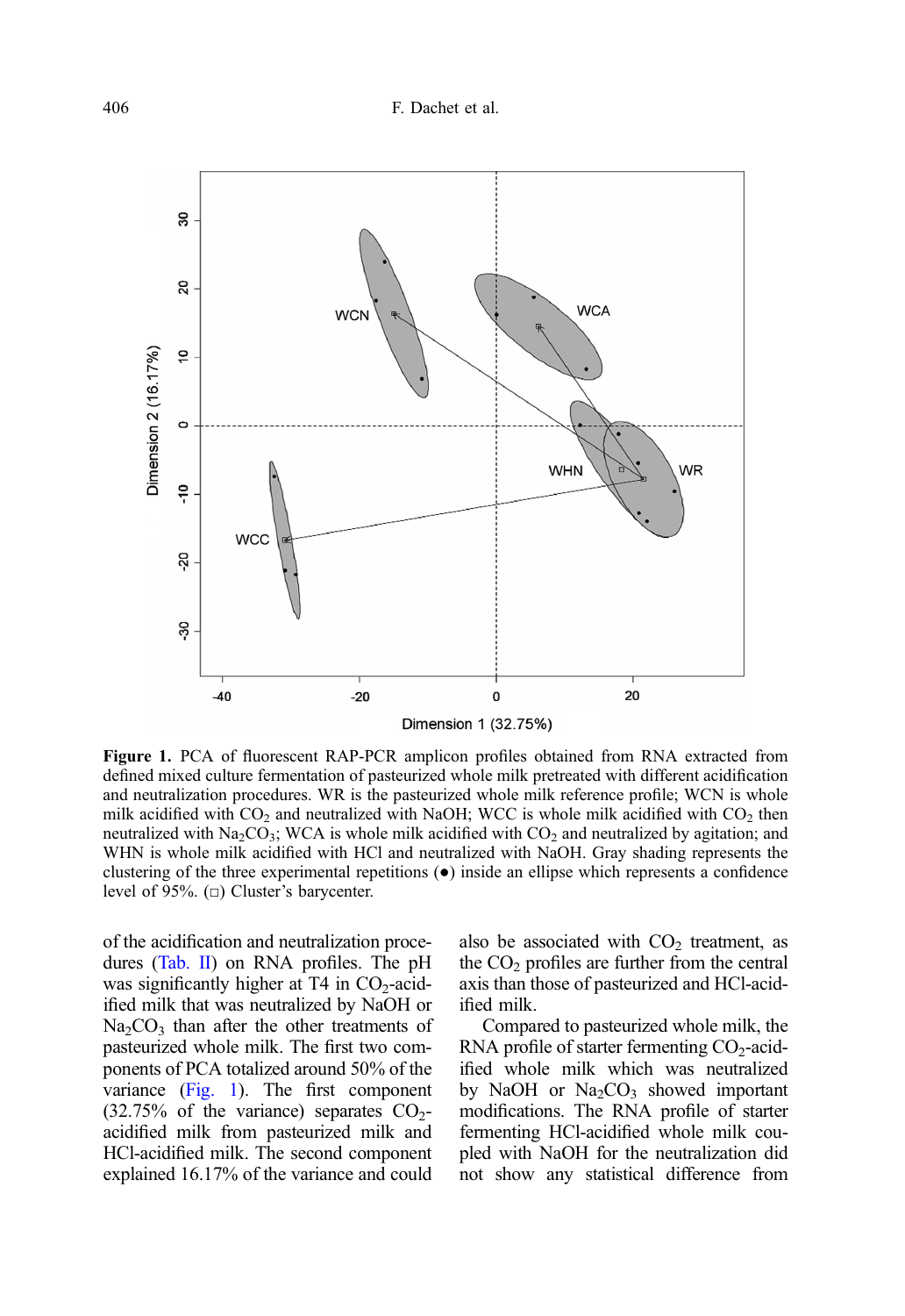Figure 1. PCA of fluorescent RAP-PCR amplicon profiles obtained from RNA extracted from defined mixed culture fermentation of pasteurized whole milk pretreated with different acidification and neutralization procedures. WR is the pasteurized whole milk reference profile; WCN is whole milk acidified with $CO_2$ and neutralized with NaOH; WCC is whole milk acidified with $CO_2$ then neutralized with $Na_2CO_3$; WCA is whole milk acidified with $CO_2$ and neutralized by agitation; and WHN is whole milk acidified with HCl and neutralized with NaOH. Gray shading represents the clustering of the three experimental repetitions (●) inside an ellipse which represents a confidence level of 95%. (□) Cluster's barycenter.

of the acidification and neutralization procedures (Tab. II) on RNA profiles. The pH was significantly higher at T4 in $CO_2$-acidified milk that was neutralized by NaOH or $Na_2CO_3$ than after the other treatments of pasteurized whole milk. The first two components of PCA totalized around 50% of the variance (Fig. 1). The first component (32.75% of the variance) separates $CO_2$-acidified milk from pasteurized milk and HCl-acidified milk. The second component explained 16.17% of the variance and could also be associated with $CO_2$ treatment, as the $CO_2$ profiles are further from the central axis than those of pasteurized and HCl-acidified milk.

Compared to pasteurized whole milk, the RNA profile of starter fermenting $CO_2$-acidified whole milk which was neutralized by NaOH or $Na_2CO_3$ showed important modifications. The RNA profile of starter fermenting HCl-acidified whole milk coupled with NaOH for the neutralization did not show any statistical difference from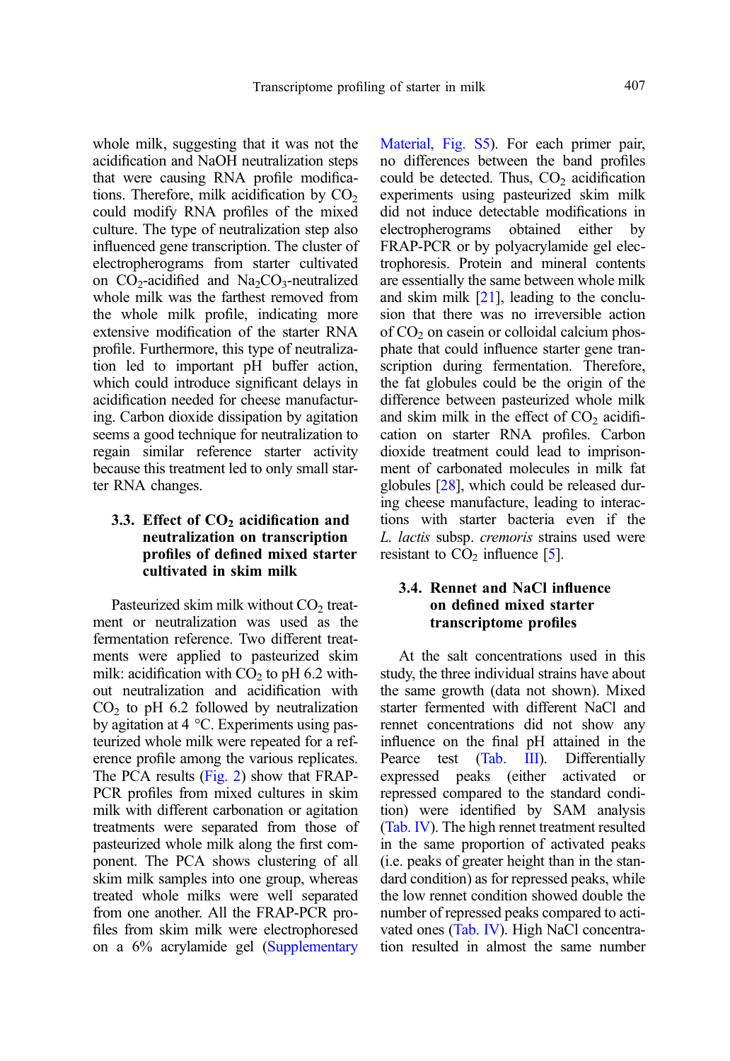whole milk, suggesting that it was not the acidification and NaOH neutralization steps that were causing RNA profile modifications. Therefore, milk acidification by $CO_2$ could modify RNA profiles of the mixed culture. The type of neutralization step also influenced gene transcription. The cluster of electropherograms from starter cultivated on $CO_2$-acidified and $Na_2CO_3$-neutralized whole milk was the farthest removed from the whole milk profile, indicating more extensive modification of the starter RNA profile. Furthermore, this type of neutralization led to important pH buffer action, which could introduce significant delays in acidification needed for cheese manufacturing. Carbon dioxide dissipation by agitation seems a good technique for neutralization to regain similar reference starter activity because this treatment led to only small starter RNA changes.

### 3.3. Effect of $CO_2$ acidification and neutralization on transcription profiles of defined mixed starter cultivated in skim milk

Pasteurized skim milk without $CO_2$ treatment or neutralization was used as the fermentation reference. Two different treatments were applied to pasteurized skim milk: acidification with $CO_2$ to pH 6.2 without neutralization and acidification with $CO_2$ to pH 6.2 followed by neutralization by agitation at 4 °C. Experiments using pasteurized whole milk were repeated for a reference profile among the various replicates. The PCA results (Fig. 2) show that FRAP-PCR profiles from mixed cultures in skim milk with different carbonation or agitation treatments were separated from those of pasteurized whole milk along the first component. The PCA shows clustering of all skim milk samples into one group, whereas treated whole milks were well separated from one another. All the FRAP-PCR profiles from skim milk were electrophoresed on a 6% acrylamide gel (Supplementary Material, Fig. S5). For each primer pair, no differences between the band profiles could be detected. Thus, $CO_2$ acidification experiments using pasteurized skim milk did not induce detectable modifications in electropherograms obtained either by FRAP-PCR or by polyacrylamide gel electrophoresis. Protein and mineral contents are essentially the same between whole milk and skim milk [21], leading to the conclusion that there was no irreversible action of $CO_2$ on casein or colloidal calcium phosphate that could influence starter gene transcription during fermentation. Therefore, the fat globules could be the origin of the difference between pasteurized whole milk and skim milk in the effect of $CO_2$ acidification on starter RNA profiles. Carbon dioxide treatment could lead to imprisonment of carbonated molecules in milk fat globules [28], which could be released during cheese manufacture, leading to interactions with starter bacteria even if the *L. lactis* subsp. *cremoris* strains used were resistant to $CO_2$ influence [5].

### 3.4. Rennet and NaCl influence on defined mixed starter transcriptome profiles

At the salt concentrations used in this study, the three individual strains have about the same growth (data not shown). Mixed starter fermented with different NaCl and rennet concentrations did not show any influence on the final pH attained in the Pearce test (Tab. III). Differentially expressed peaks (either activated or repressed compared to the standard condition) were identified by SAM analysis (Tab. IV). The high rennet treatment resulted in the same proportion of activated peaks (i.e. peaks of greater height than in the standard condition) as for repressed peaks, while the low rennet condition showed double the number of repressed peaks compared to activated ones (Tab. IV). High NaCl concentration resulted in almost the same number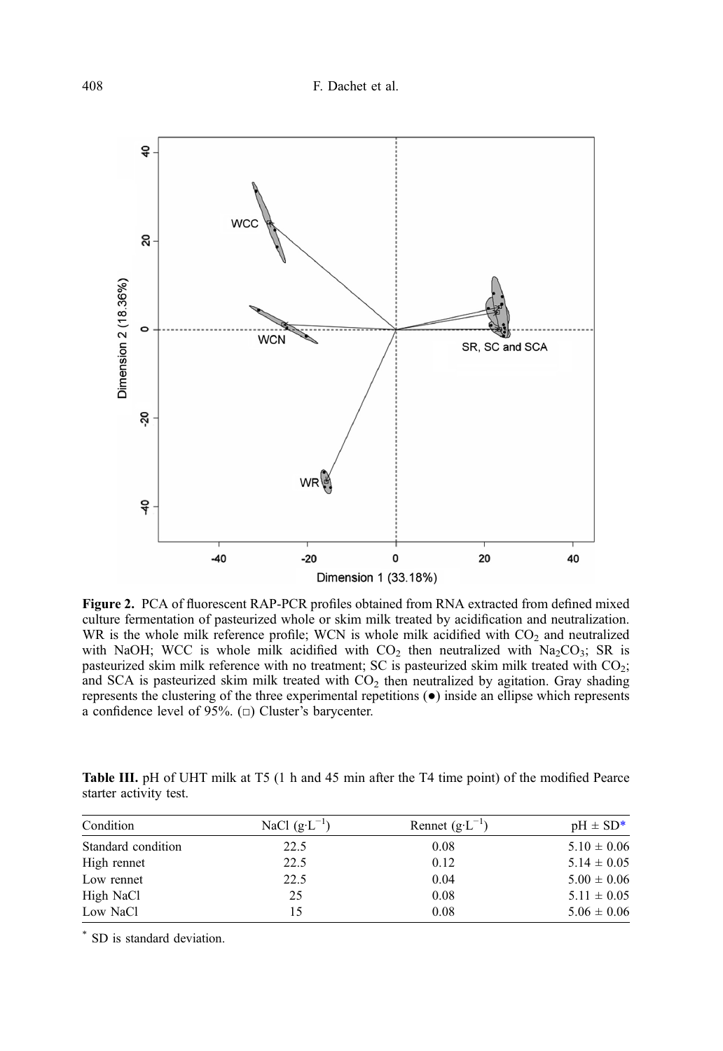**Figure 2.** PCA of fluorescent RAP-PCR profiles obtained from RNA extracted from defined mixed culture fermentation of pasteurized whole or skim milk treated by acidification and neutralization. WR is the whole milk reference profile; WCN is whole milk acidified with $CO_2$ and neutralized with NaOH; WCC is whole milk acidified with $CO_2$ then neutralized with $Na_2CO_3$; SR is pasteurized skim milk reference with no treatment; SC is pasteurized skim milk treated with $CO_2$; and SCA is pasteurized skim milk treated with $CO_2$ then neutralized by agitation. Gray shading represents the clustering of the three experimental repetitions (●) inside an ellipse which represents a confidence level of 95%. (□) Cluster's barycenter.

**Table III.** pH of UHT milk at T5 (1 h and 45 min after the T4 time point) of the modified Pearce starter activity test.

| Condition | NaCl ($g \cdot L^{-1}$) | Rennet ($g \cdot L^{-1}$) | pH ± SD* |
|---|---|---|---|
| Standard condition | 22.5 | 0.08 | 5.10 ± 0.06 |
| High rennet | 22.5 | 0.12 | 5.14 ± 0.05 |
| Low rennet | 22.5 | 0.04 | 5.00 ± 0.06 |
| High NaCl | 25 | 0.08 | 5.11 ± 0.05 |
| Low NaCl | 15 | 0.08 | 5.06 ± 0.06 |

* SD is standard deviation.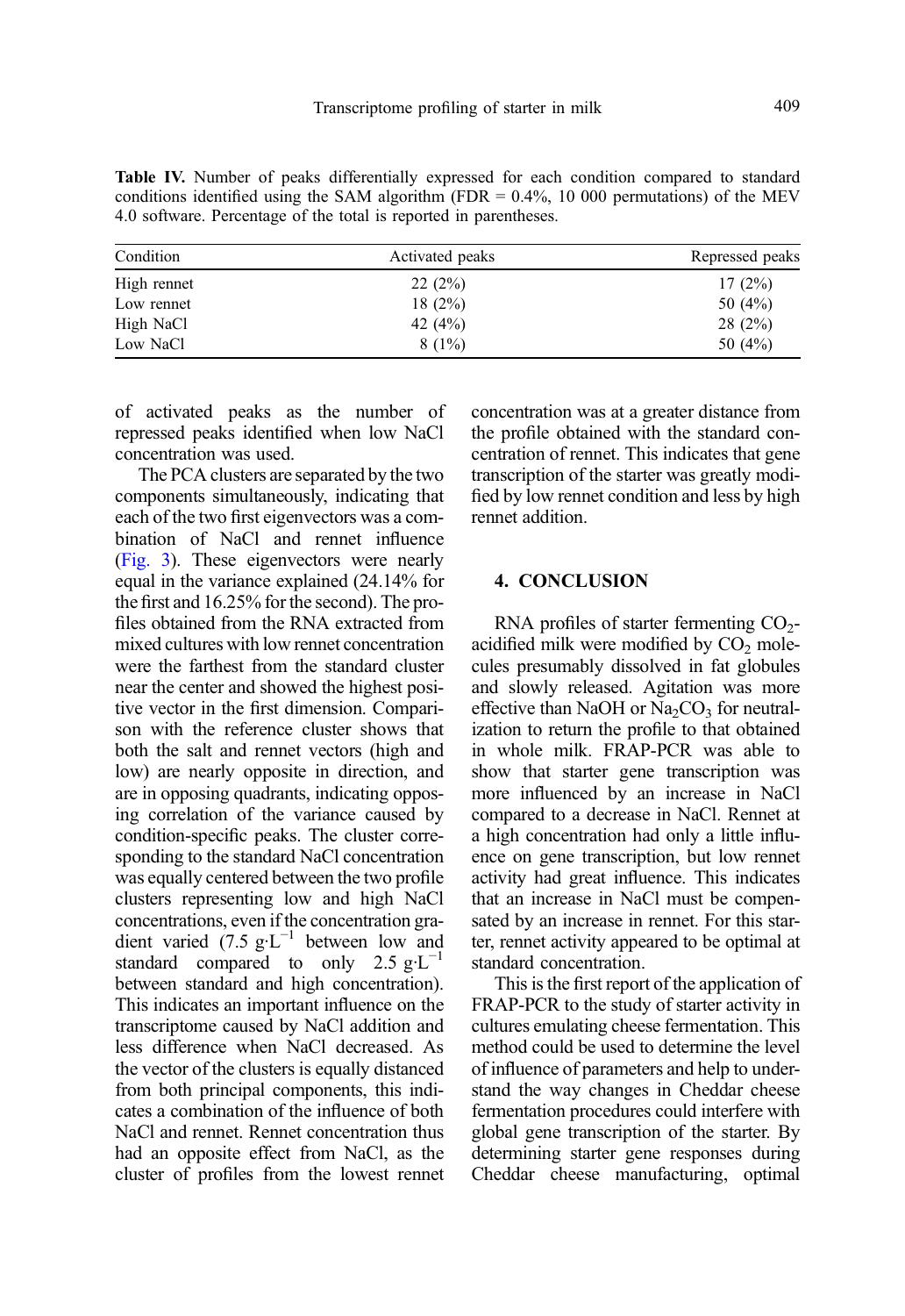**Table IV.** Number of peaks differentially expressed for each condition compared to standard conditions identified using the SAM algorithm (FDR = 0.4%, 10 000 permutations) of the MEV 4.0 software. Percentage of the total is reported in parentheses.

| Condition | Activated peaks | Repressed peaks |
|---|---|---|
| High rennet | 22 (2%) | 17 (2%) |
| Low rennet | 18 (2%) | 50 (4%) |
| High NaCl | 42 (4%) | 28 (2%) |
| Low NaCl | 8 (1%) | 50 (4%) |

of activated peaks as the number of repressed peaks identified when low NaCl concentration was used.

The PCA clusters are separated by the two components simultaneously, indicating that each of the two first eigenvectors was a combination of NaCl and rennet influence (Fig. 3). These eigenvectors were nearly equal in the variance explained (24.14% for the first and 16.25% for the second). The profiles obtained from the RNA extracted from mixed cultures with low rennet concentration were the farthest from the standard cluster near the center and showed the highest positive vector in the first dimension. Comparison with the reference cluster shows that both the salt and rennet vectors (high and low) are nearly opposite in direction, and are in opposing quadrants, indicating opposing correlation of the variance caused by condition-specific peaks. The cluster corresponding to the standard NaCl concentration was equally centered between the two profile clusters representing low and high NaCl concentrations, even if the concentration gradient varied ($7.5\ g{\cdot}L^{-1}$ between low and standard compared to only $2.5\ g{\cdot}L^{-1}$ between standard and high concentration). This indicates an important influence on the transcriptome caused by NaCl addition and less difference when NaCl decreased. As the vector of the clusters is equally distanced from both principal components, this indicates a combination of the influence of both NaCl and rennet. Rennet concentration thus had an opposite effect from NaCl, as the cluster of profiles from the lowest rennet concentration was at a greater distance from the profile obtained with the standard concentration of rennet. This indicates that gene transcription of the starter was greatly modified by low rennet condition and less by high rennet addition.

## 4. CONCLUSION

RNA profiles of starter fermenting $CO_2$-acidified milk were modified by $CO_2$ molecules presumably dissolved in fat globules and slowly released. Agitation was more effective than NaOH or $Na_2CO_3$ for neutralization to return the profile to that obtained in whole milk. FRAP-PCR was able to show that starter gene transcription was more influenced by an increase in NaCl compared to a decrease in NaCl. Rennet at a high concentration had only a little influence on gene transcription, but low rennet activity had great influence. This indicates that an increase in NaCl must be compensated by an increase in rennet. For this starter, rennet activity appeared to be optimal at standard concentration.

This is the first report of the application of FRAP-PCR to the study of starter activity in cultures emulating cheese fermentation. This method could be used to determine the level of influence of parameters and help to understand the way changes in Cheddar cheese fermentation procedures could interfere with global gene transcription of the starter. By determining starter gene responses during Cheddar cheese manufacturing, optimal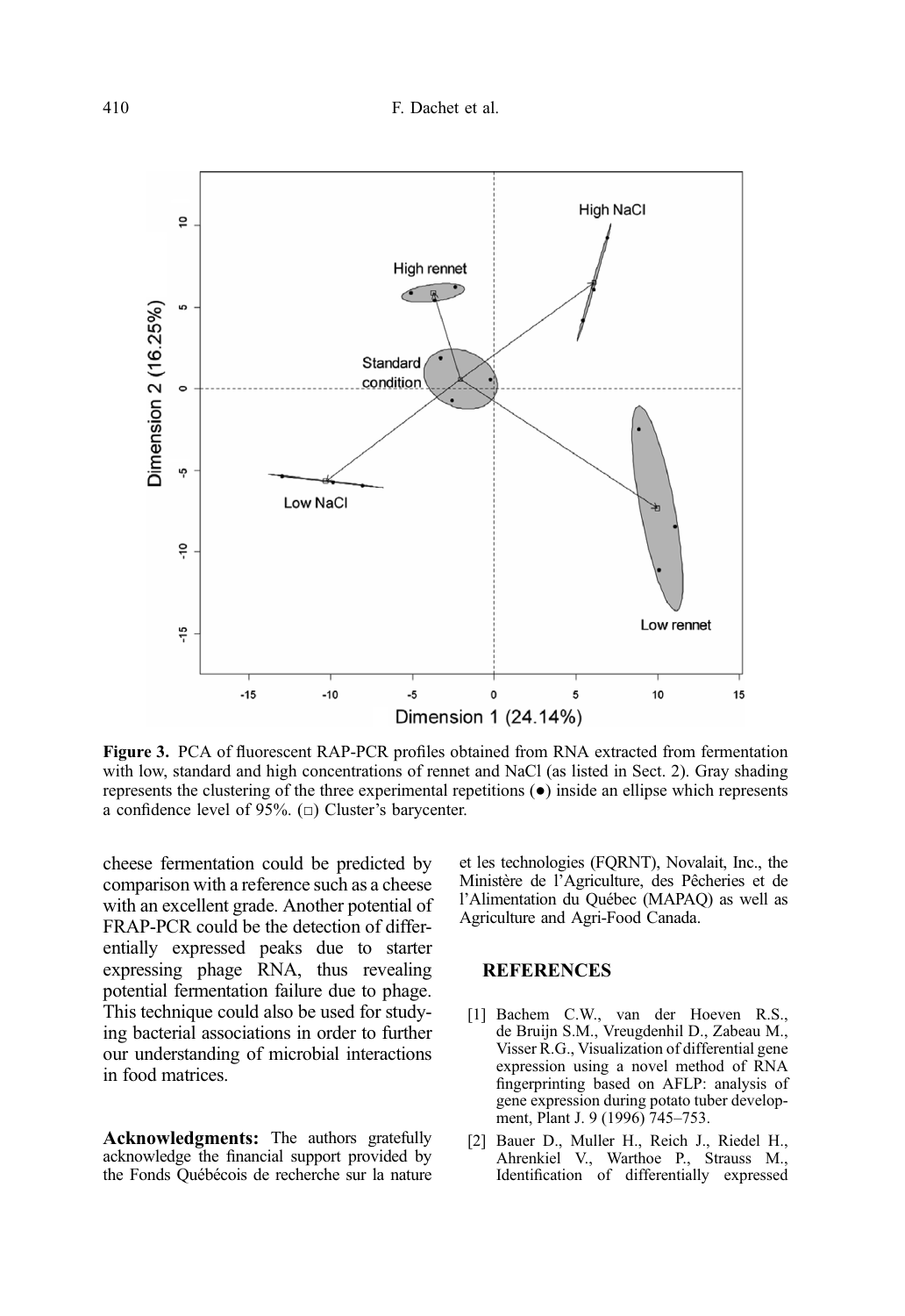**Figure 3.** PCA of fluorescent RAP-PCR profiles obtained from RNA extracted from fermentation with low, standard and high concentrations of rennet and NaCl (as listed in Sect. 2). Gray shading represents the clustering of the three experimental repetitions (●) inside an ellipse which represents a confidence level of 95%. (□) Cluster's barycenter.

cheese fermentation could be predicted by comparison with a reference such as a cheese with an excellent grade. Another potential of FRAP-PCR could be the detection of differentially expressed peaks due to starter expressing phage RNA, thus revealing potential fermentation failure due to phage. This technique could also be used for studying bacterial associations in order to further our understanding of microbial interactions in food matrices.

**Acknowledgments:** The authors gratefully acknowledge the financial support provided by the Fonds Québécois de recherche sur la nature et les technologies (FQRNT), Novalait, Inc., the Ministère de l'Agriculture, des Pêcheries et de l'Alimentation du Québec (MAPAQ) as well as Agriculture and Agri-Food Canada.

## REFERENCES

[1] Bachem C.W., van der Hoeven R.S., de Bruijn S.M., Vreugdenhil D., Zabeau M., Visser R.G., Visualization of differential gene expression using a novel method of RNA fingerprinting based on AFLP: analysis of gene expression during potato tuber development, Plant J. 9 (1996) 745–753.

[2] Bauer D., Muller H., Reich J., Riedel H., Ahrenkiel V., Warthoe P., Strauss M., Identification of differentially expressed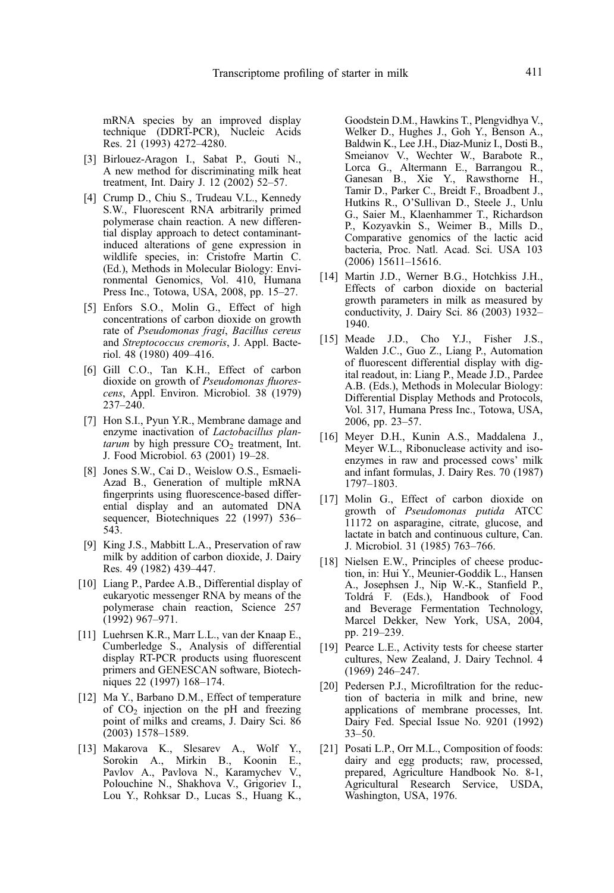mRNA species by an improved display technique (DDRT-PCR), Nucleic Acids Res. 21 (1993) 4272–4280.

[3] Birlouez-Aragon I., Sabat P., Gouti N., A new method for discriminating milk heat treatment, Int. Dairy J. 12 (2002) 52–57.

[4] Crump D., Chiu S., Trudeau V.L., Kennedy S.W., Fluorescent RNA arbitrarily primed polymerase chain reaction. A new differential display approach to detect contaminant-induced alterations of gene expression in wildlife species, in: Cristofre Martin C. (Ed.), Methods in Molecular Biology: Environmental Genomics, Vol. 410, Humana Press Inc., Totowa, USA, 2008, pp. 15–27.

[5] Enfors S.O., Molin G., Effect of high concentrations of carbon dioxide on growth rate of *Pseudomonas fragi*, *Bacillus cereus* and *Streptococcus cremoris*, J. Appl. Bacteriol. 48 (1980) 409–416.

[6] Gill C.O., Tan K.H., Effect of carbon dioxide on growth of *Pseudomonas fluorescens*, Appl. Environ. Microbiol. 38 (1979) 237–240.

[7] Hon S.I., Pyun Y.R., Membrane damage and enzyme inactivation of *Lactobacillus plantarum* by high pressure $CO_2$ treatment, Int. J. Food Microbiol. 63 (2001) 19–28.

[8] Jones S.W., Cai D., Weislow O.S., Esmaeli-Azad B., Generation of multiple mRNA fingerprints using fluorescence-based differential display and an automated DNA sequencer, Biotechniques 22 (1997) 536–543.

[9] King J.S., Mabbitt L.A., Preservation of raw milk by addition of carbon dioxide, J. Dairy Res. 49 (1982) 439–447.

[10] Liang P., Pardee A.B., Differential display of eukaryotic messenger RNA by means of the polymerase chain reaction, Science 257 (1992) 967–971.

[11] Luehrsen K.R., Marr L.L., van der Knaap E., Cumberledge S., Analysis of differential display RT-PCR products using fluorescent primers and GENESCAN software, Biotechniques 22 (1997) 168–174.

[12] Ma Y., Barbano D.M., Effect of temperature of $CO_2$ injection on the pH and freezing point of milks and creams, J. Dairy Sci. 86 (2003) 1578–1589.

[13] Makarova K., Slesarev A., Wolf Y., Sorokin A., Mirkin B., Koonin E., Pavlov A., Pavlova N., Karamychev V., Polouchine N., Shakhova V., Grigoriev I., Lou Y., Rohksar D., Lucas S., Huang K., Goodstein D.M., Hawkins T., Plengvidhya V., Welker D., Hughes J., Goh Y., Benson A., Baldwin K., Lee J.H., Diaz-Muniz I., Dosti B., Smeianov V., Wechter W., Barabote R., Lorca G., Altermann E., Barrangou R., Ganesan B., Xie Y., Rawsthorne H., Tamir D., Parker C., Breidt F., Broadbent J., Hutkins R., O'Sullivan D., Steele J., Unlu G., Saier M., Klaenhammer T., Richardson P., Kozyavkin S., Weimer B., Mills D., Comparative genomics of the lactic acid bacteria, Proc. Natl. Acad. Sci. USA 103 (2006) 15611–15616.

[14] Martin J.D., Werner B.G., Hotchkiss J.H., Effects of carbon dioxide on bacterial growth parameters in milk as measured by conductivity, J. Dairy Sci. 86 (2003) 1932–1940.

[15] Meade J.D., Cho Y.J., Fisher J.S., Walden J.C., Guo Z., Liang P., Automation of fluorescent differential display with digital readout, in: Liang P., Meade J.D., Pardee A.B. (Eds.), Methods in Molecular Biology: Differential Display Methods and Protocols, Vol. 317, Humana Press Inc., Totowa, USA, 2006, pp. 23–57.

[16] Meyer D.H., Kunin A.S., Maddalena J., Meyer W.L., Ribonuclease activity and isoenzymes in raw and processed cows' milk and infant formulas, J. Dairy Res. 70 (1987) 1797–1803.

[17] Molin G., Effect of carbon dioxide on growth of *Pseudomonas putida* ATCC 11172 on asparagine, citrate, glucose, and lactate in batch and continuous culture, Can. J. Microbiol. 31 (1985) 763–766.

[18] Nielsen E.W., Principles of cheese production, in: Hui Y., Meunier-Goddik L., Hansen A., Josephsen J., Nip W.-K., Stanfield P., Toldrá F. (Eds.), Handbook of Food and Beverage Fermentation Technology, Marcel Dekker, New York, USA, 2004, pp. 219–239.

[19] Pearce L.E., Activity tests for cheese starter cultures, New Zealand, J. Dairy Technol. 4 (1969) 246–247.

[20] Pedersen P.J., Microfiltration for the reduction of bacteria in milk and brine, new applications of membrane processes, Int. Dairy Fed. Special Issue No. 9201 (1992) 33–50.

[21] Posati L.P., Orr M.L., Composition of foods: dairy and egg products; raw, processed, prepared, Agriculture Handbook No. 8-1, Agricultural Research Service, USDA, Washington, USA, 1976.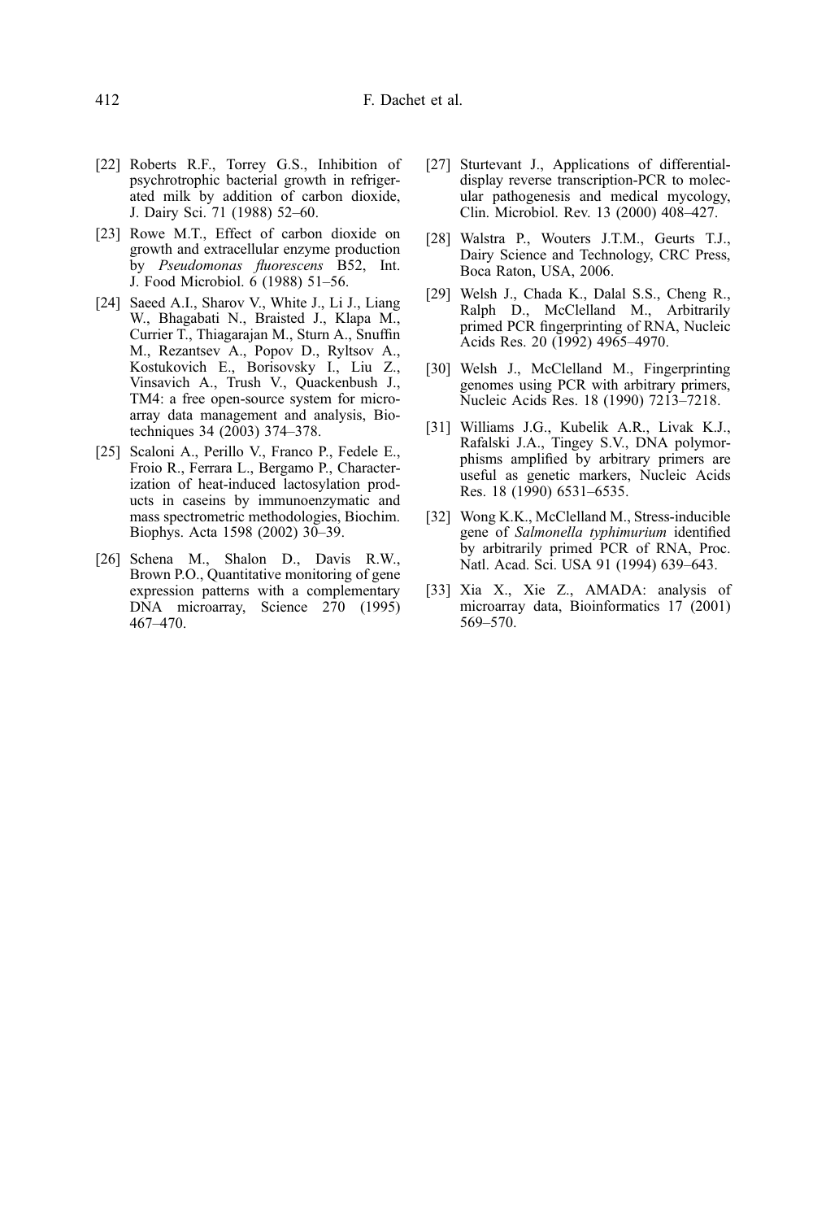[22] Roberts R.F., Torrey G.S., Inhibition of psychrotrophic bacterial growth in refrigerated milk by addition of carbon dioxide, J. Dairy Sci. 71 (1988) 52–60.

[23] Rowe M.T., Effect of carbon dioxide on growth and extracellular enzyme production by *Pseudomonas fluorescens* B52, Int. J. Food Microbiol. 6 (1988) 51–56.

[24] Saeed A.I., Sharov V., White J., Li J., Liang W., Bhagabati N., Braisted J., Klapa M., Currier T., Thiagarajan M., Sturn A., Snuffin M., Rezantsev A., Popov D., Ryltsov A., Kostukovich E., Borisovsky I., Liu Z., Vinsavich A., Trush V., Quackenbush J., TM4: a free open-source system for microarray data management and analysis, Biotechniques 34 (2003) 374–378.

[25] Scaloni A., Perillo V., Franco P., Fedele E., Froio R., Ferrara L., Bergamo P., Characterization of heat-induced lactosylation products in caseins by immunoenzymatic and mass spectrometric methodologies, Biochim. Biophys. Acta 1598 (2002) 30–39.

[26] Schena M., Shalon D., Davis R.W., Brown P.O., Quantitative monitoring of gene expression patterns with a complementary DNA microarray, Science 270 (1995) 467–470.

[27] Sturtevant J., Applications of differential-display reverse transcription-PCR to molecular pathogenesis and medical mycology, Clin. Microbiol. Rev. 13 (2000) 408–427.

[28] Walstra P., Wouters J.T.M., Geurts T.J., Dairy Science and Technology, CRC Press, Boca Raton, USA, 2006.

[29] Welsh J., Chada K., Dalal S.S., Cheng R., Ralph D., McClelland M., Arbitrarily primed PCR fingerprinting of RNA, Nucleic Acids Res. 20 (1992) 4965–4970.

[30] Welsh J., McClelland M., Fingerprinting genomes using PCR with arbitrary primers, Nucleic Acids Res. 18 (1990) 7213–7218.

[31] Williams J.G., Kubelik A.R., Livak K.J., Rafalski J.A., Tingey S.V., DNA polymorphisms amplified by arbitrary primers are useful as genetic markers, Nucleic Acids Res. 18 (1990) 6531–6535.

[32] Wong K.K., McClelland M., Stress-inducible gene of *Salmonella typhimurium* identified by arbitrarily primed PCR of RNA, Proc. Natl. Acad. Sci. USA 91 (1994) 639–643.

[33] Xia X., Xie Z., AMADA: analysis of microarray data, Bioinformatics 17 (2001) 569–570.